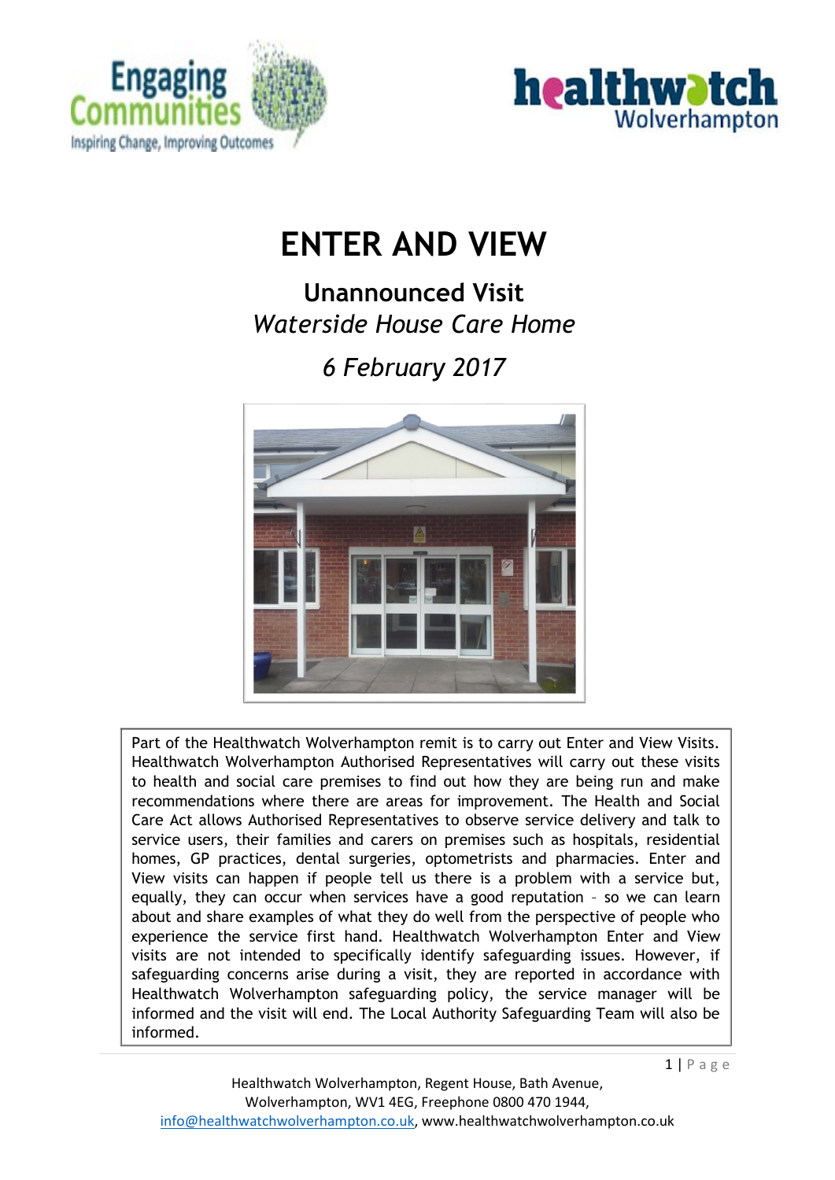# ENTER AND VIEW

## Unannounced Visit

*Waterside House Care Home*

*6 February 2017*

Part of the Healthwatch Wolverhampton remit is to carry out Enter and View Visits. Healthwatch Wolverhampton Authorised Representatives will carry out these visits to health and social care premises to find out how they are being run and make recommendations where there are areas for improvement. The Health and Social Care Act allows Authorised Representatives to observe service delivery and talk to service users, their families and carers on premises such as hospitals, residential homes, GP practices, dental surgeries, optometrists and pharmacies. Enter and View visits can happen if people tell us there is a problem with a service but, equally, they can occur when services have a good reputation – so we can learn about and share examples of what they do well from the perspective of people who experience the service first hand. Healthwatch Wolverhampton Enter and View visits are not intended to specifically identify safeguarding issues. However, if safeguarding concerns arise during a visit, they are reported in accordance with Healthwatch Wolverhampton safeguarding policy, the service manager will be informed and the visit will end. The Local Authority Safeguarding Team will also be informed.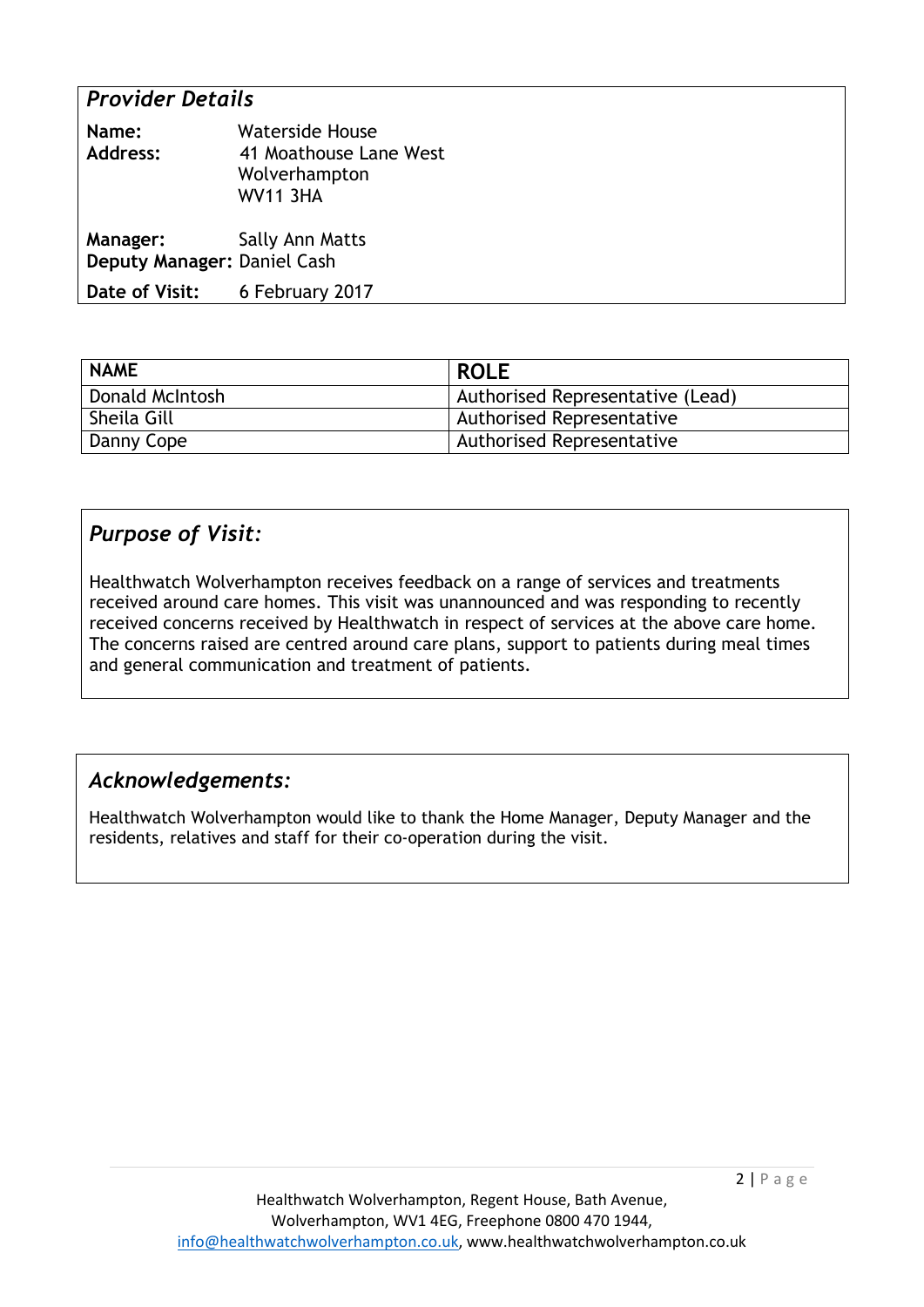## *Provider Details*

| | |
|---|---|
| **Name:** | Waterside House |
| **Address:** | 41 Moathouse Lane West<br>Wolverhampton<br>WV11 3HA |
| **Manager:** | Sally Ann Matts |
| **Deputy Manager:** | Daniel Cash |
| **Date of Visit:** | 6 February 2017 |

| NAME | ROLE |
|---|---|
| Donald McIntosh | Authorised Representative (Lead) |
| Sheila Gill | Authorised Representative |
| Danny Cope | Authorised Representative |

## *Purpose of Visit:*

Healthwatch Wolverhampton receives feedback on a range of services and treatments received around care homes. This visit was unannounced and was responding to recently received concerns received by Healthwatch in respect of services at the above care home. The concerns raised are centred around care plans, support to patients during meal times and general communication and treatment of patients.

## *Acknowledgements:*

Healthwatch Wolverhampton would like to thank the Home Manager, Deputy Manager and the residents, relatives and staff for their co-operation during the visit.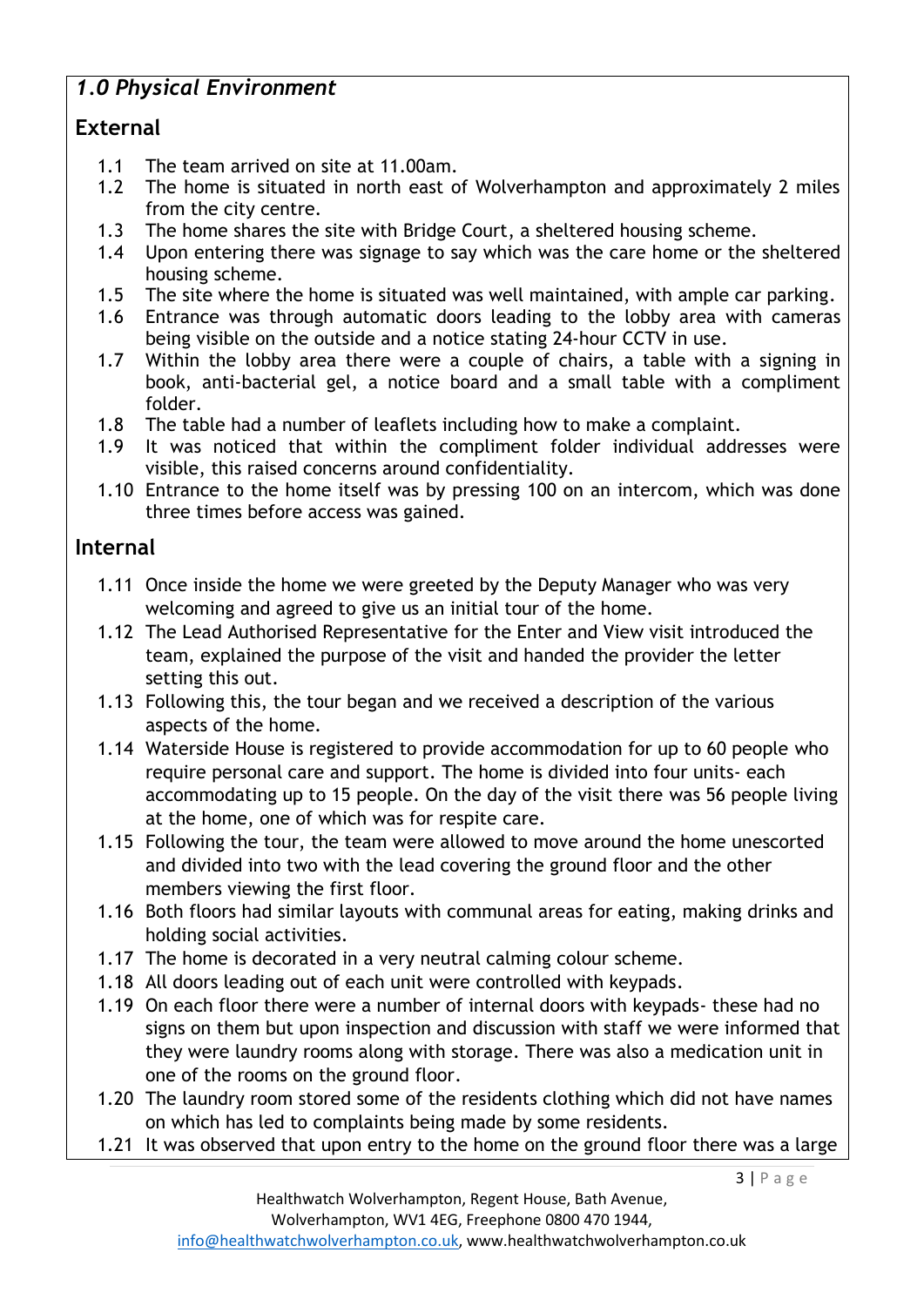## *1.0 Physical Environment*

### External

1.1 The team arrived on site at 11.00am.

1.2 The home is situated in north east of Wolverhampton and approximately 2 miles from the city centre.

1.3 The home shares the site with Bridge Court, a sheltered housing scheme.

1.4 Upon entering there was signage to say which was the care home or the sheltered housing scheme.

1.5 The site where the home is situated was well maintained, with ample car parking.

1.6 Entrance was through automatic doors leading to the lobby area with cameras being visible on the outside and a notice stating 24-hour CCTV in use.

1.7 Within the lobby area there were a couple of chairs, a table with a signing in book, anti-bacterial gel, a notice board and a small table with a compliment folder.

1.8 The table had a number of leaflets including how to make a complaint.

1.9 It was noticed that within the compliment folder individual addresses were visible, this raised concerns around confidentiality.

1.10 Entrance to the home itself was by pressing 100 on an intercom, which was done three times before access was gained.

### Internal

1.11 Once inside the home we were greeted by the Deputy Manager who was very welcoming and agreed to give us an initial tour of the home.

1.12 The Lead Authorised Representative for the Enter and View visit introduced the team, explained the purpose of the visit and handed the provider the letter setting this out.

1.13 Following this, the tour began and we received a description of the various aspects of the home.

1.14 Waterside House is registered to provide accommodation for up to 60 people who require personal care and support. The home is divided into four units- each accommodating up to 15 people. On the day of the visit there was 56 people living at the home, one of which was for respite care.

1.15 Following the tour, the team were allowed to move around the home unescorted and divided into two with the lead covering the ground floor and the other members viewing the first floor.

1.16 Both floors had similar layouts with communal areas for eating, making drinks and holding social activities.

1.17 The home is decorated in a very neutral calming colour scheme.

1.18 All doors leading out of each unit were controlled with keypads.

1.19 On each floor there were a number of internal doors with keypads- these had no signs on them but upon inspection and discussion with staff we were informed that they were laundry rooms along with storage. There was also a medication unit in one of the rooms on the ground floor.

1.20 The laundry room stored some of the residents clothing which did not have names on which has led to complaints being made by some residents.

1.21 It was observed that upon entry to the home on the ground floor there was a large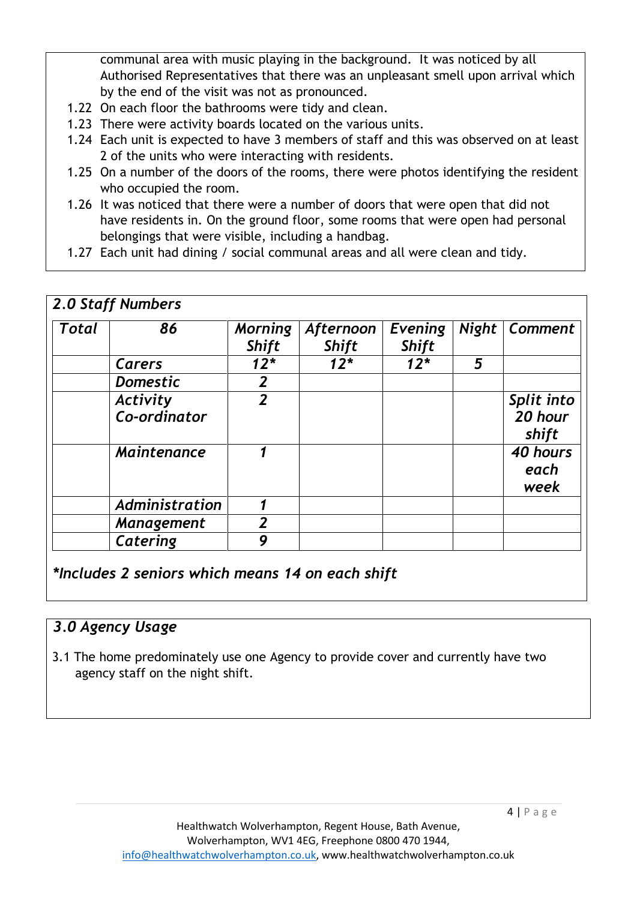communal area with music playing in the background. It was noticed by all Authorised Representatives that there was an unpleasant smell upon arrival which by the end of the visit was not as pronounced.

1.22 On each floor the bathrooms were tidy and clean.
1.23 There were activity boards located on the various units.
1.24 Each unit is expected to have 3 members of staff and this was observed on at least 2 of the units who were interacting with residents.
1.25 On a number of the doors of the rooms, there were photos identifying the resident who occupied the room.
1.26 It was noticed that there were a number of doors that were open that did not have residents in. On the ground floor, some rooms that were open had personal belongings that were visible, including a handbag.
1.27 Each unit had dining / social communal areas and all were clean and tidy.

## *2.0 Staff Numbers*

| *Total* | *86* | *Morning Shift* | *Afternoon Shift* | *Evening Shift* | *Night* | *Comment* |
|---|---|---|---|---|---|---|
| | *Carers* | *12** | *12** | *12** | *5* | |
| | *Domestic* | *2* | | | | |
| | *Activity Co-ordinator* | *2* | | | | *Split into 20 hour shift* |
| | *Maintenance* | *1* | | | | *40 hours each week* |
| | *Administration* | *1* | | | | |
| | *Management* | *2* | | | | |
| | *Catering* | *9* | | | | |

*\*Includes 2 seniors which means 14 on each shift*

## *3.0 Agency Usage*

3.1 The home predominately use one Agency to provide cover and currently have two agency staff on the night shift.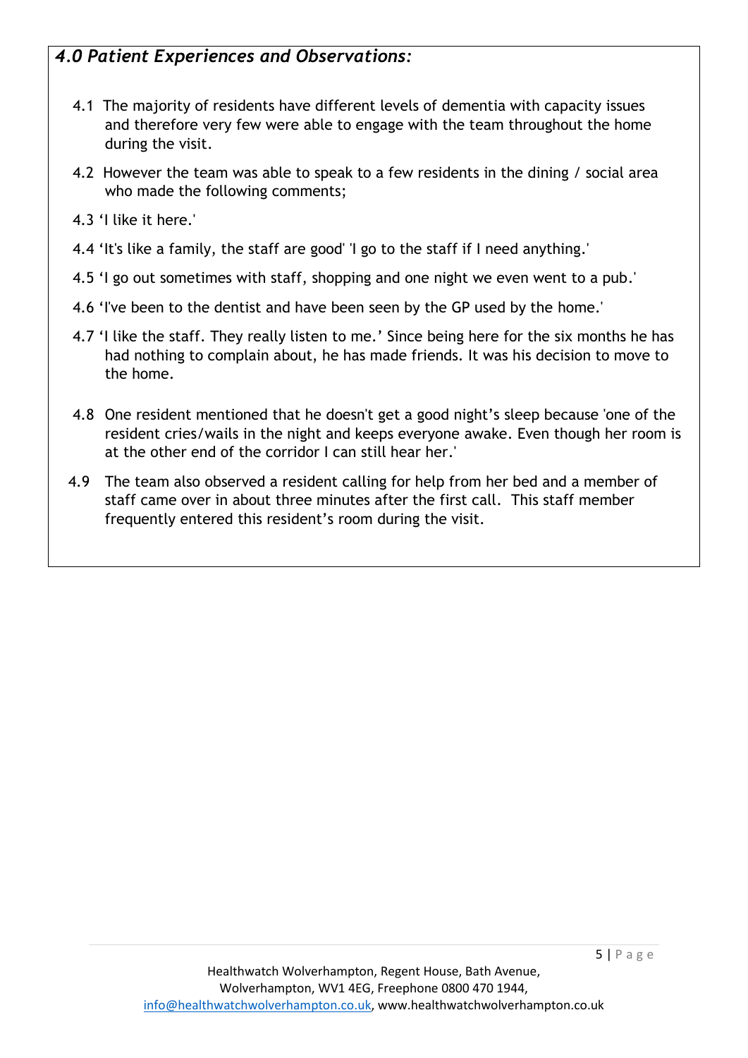## *4.0 Patient Experiences and Observations:*

4.1 The majority of residents have different levels of dementia with capacity issues and therefore very few were able to engage with the team throughout the home during the visit.

4.2 However the team was able to speak to a few residents in the dining / social area who made the following comments;

4.3 'I like it here.'

4.4 'It's like a family, the staff are good' 'I go to the staff if I need anything.'

4.5 'I go out sometimes with staff, shopping and one night we even went to a pub.'

4.6 'I've been to the dentist and have been seen by the GP used by the home.'

4.7 'I like the staff. They really listen to me.' Since being here for the six months he has had nothing to complain about, he has made friends. It was his decision to move to the home.

4.8 One resident mentioned that he doesn't get a good night's sleep because 'one of the resident cries/wails in the night and keeps everyone awake. Even though her room is at the other end of the corridor I can still hear her.'

4.9 The team also observed a resident calling for help from her bed and a member of staff came over in about three minutes after the first call. This staff member frequently entered this resident's room during the visit.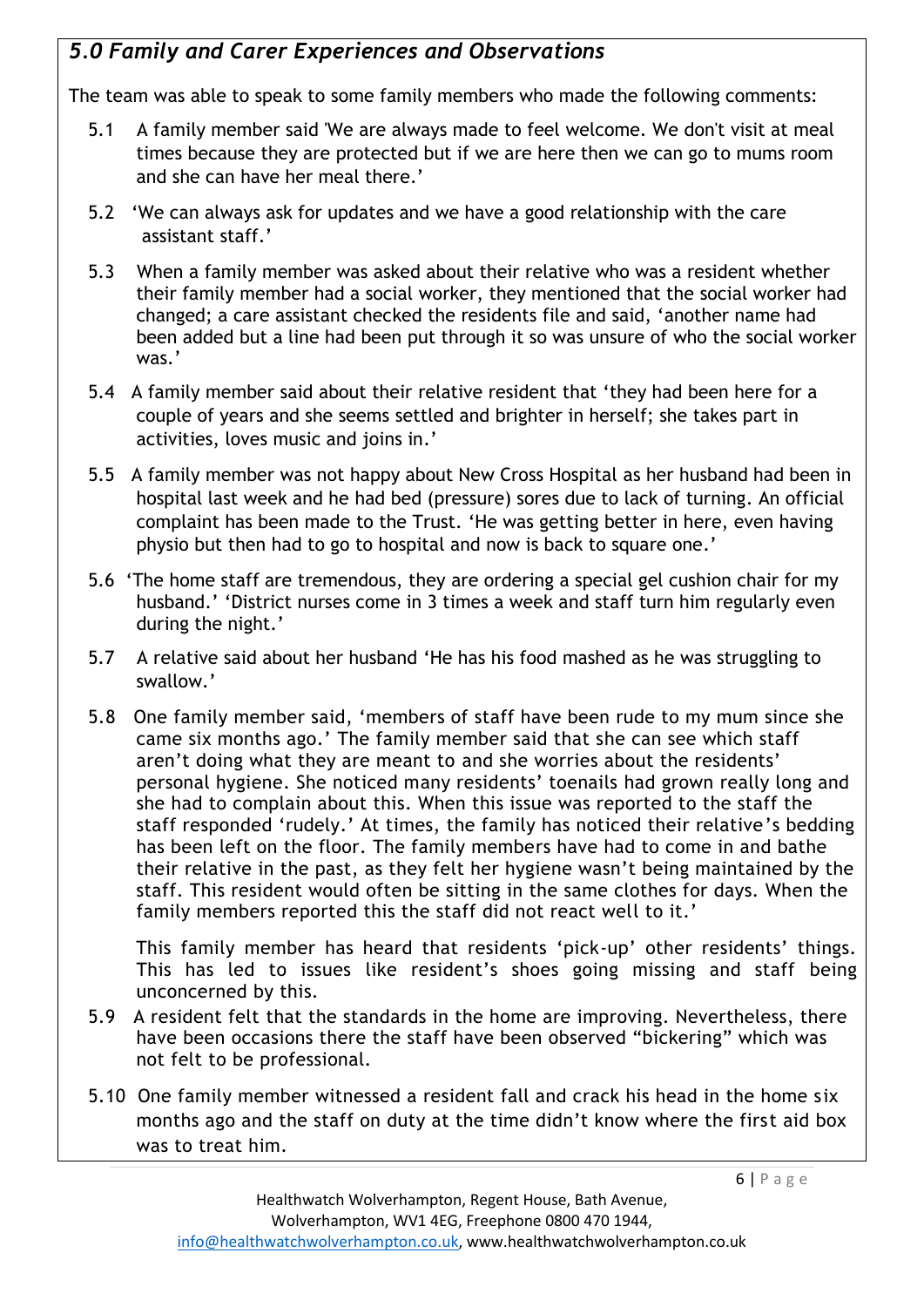## *5.0 Family and Carer Experiences and Observations*

The team was able to speak to some family members who made the following comments:

5.1 A family member said 'We are always made to feel welcome. We don't visit at meal times because they are protected but if we are here then we can go to mums room and she can have her meal there.'

5.2 'We can always ask for updates and we have a good relationship with the care assistant staff.'

5.3 When a family member was asked about their relative who was a resident whether their family member had a social worker, they mentioned that the social worker had changed; a care assistant checked the residents file and said, 'another name had been added but a line had been put through it so was unsure of who the social worker was.'

5.4 A family member said about their relative resident that 'they had been here for a couple of years and she seems settled and brighter in herself; she takes part in activities, loves music and joins in.'

5.5 A family member was not happy about New Cross Hospital as her husband had been in hospital last week and he had bed (pressure) sores due to lack of turning. An official complaint has been made to the Trust. 'He was getting better in here, even having physio but then had to go to hospital and now is back to square one.'

5.6 'The home staff are tremendous, they are ordering a special gel cushion chair for my husband.' 'District nurses come in 3 times a week and staff turn him regularly even during the night.'

5.7 A relative said about her husband 'He has his food mashed as he was struggling to swallow.'

5.8 One family member said, 'members of staff have been rude to my mum since she came six months ago.' The family member said that she can see which staff aren't doing what they are meant to and she worries about the residents' personal hygiene. She noticed many residents' toenails had grown really long and she had to complain about this. When this issue was reported to the staff the staff responded 'rudely.' At times, the family has noticed their relative's bedding has been left on the floor. The family members have had to come in and bathe their relative in the past, as they felt her hygiene wasn't being maintained by the staff. This resident would often be sitting in the same clothes for days. When the family members reported this the staff did not react well to it.'

This family member has heard that residents 'pick-up' other residents' things. This has led to issues like resident's shoes going missing and staff being unconcerned by this.

5.9 A resident felt that the standards in the home are improving. Nevertheless, there have been occasions there the staff have been observed "bickering" which was not felt to be professional.

5.10 One family member witnessed a resident fall and crack his head in the home six months ago and the staff on duty at the time didn't know where the first aid box was to treat him.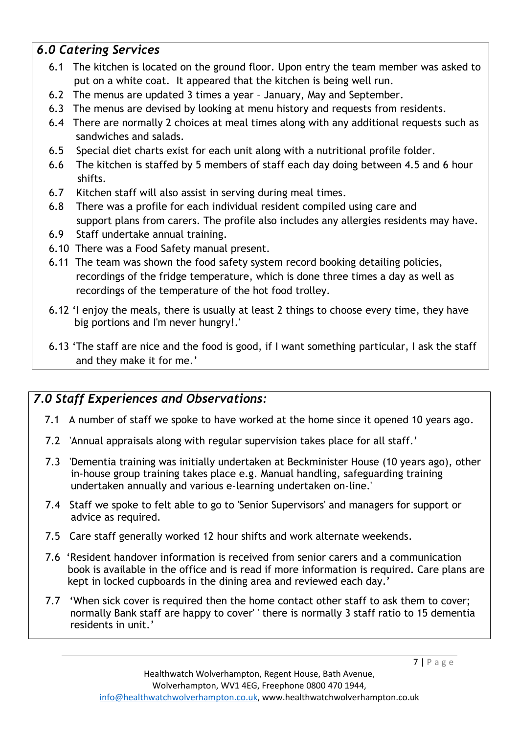## *6.0 Catering Services*

6.1 The kitchen is located on the ground floor. Upon entry the team member was asked to put on a white coat. It appeared that the kitchen is being well run.

6.2 The menus are updated 3 times a year – January, May and September.

6.3 The menus are devised by looking at menu history and requests from residents.

6.4 There are normally 2 choices at meal times along with any additional requests such as sandwiches and salads.

6.5 Special diet charts exist for each unit along with a nutritional profile folder.

6.6 The kitchen is staffed by 5 members of staff each day doing between 4.5 and 6 hour shifts.

6.7 Kitchen staff will also assist in serving during meal times.

6.8 There was a profile for each individual resident compiled using care and support plans from carers. The profile also includes any allergies residents may have.

6.9 Staff undertake annual training.

6.10 There was a Food Safety manual present.

6.11 The team was shown the food safety system record booking detailing policies, recordings of the fridge temperature, which is done three times a day as well as recordings of the temperature of the hot food trolley.

6.12 'I enjoy the meals, there is usually at least 2 things to choose every time, they have big portions and I'm never hungry!.'

6.13 'The staff are nice and the food is good, if I want something particular, I ask the staff and they make it for me.'

## *7.0 Staff Experiences and Observations:*

7.1 A number of staff we spoke to have worked at the home since it opened 10 years ago.

7.2 'Annual appraisals along with regular supervision takes place for all staff.'

7.3 'Dementia training was initially undertaken at Beckminister House (10 years ago), other in-house group training takes place e.g. Manual handling, safeguarding training undertaken annually and various e-learning undertaken on-line.'

7.4 Staff we spoke to felt able to go to 'Senior Supervisors' and managers for support or advice as required.

7.5 Care staff generally worked 12 hour shifts and work alternate weekends.

7.6 'Resident handover information is received from senior carers and a communication book is available in the office and is read if more information is required. Care plans are kept in locked cupboards in the dining area and reviewed each day.'

7.7 'When sick cover is required then the home contact other staff to ask them to cover; normally Bank staff are happy to cover' ' there is normally 3 staff ratio to 15 dementia residents in unit.'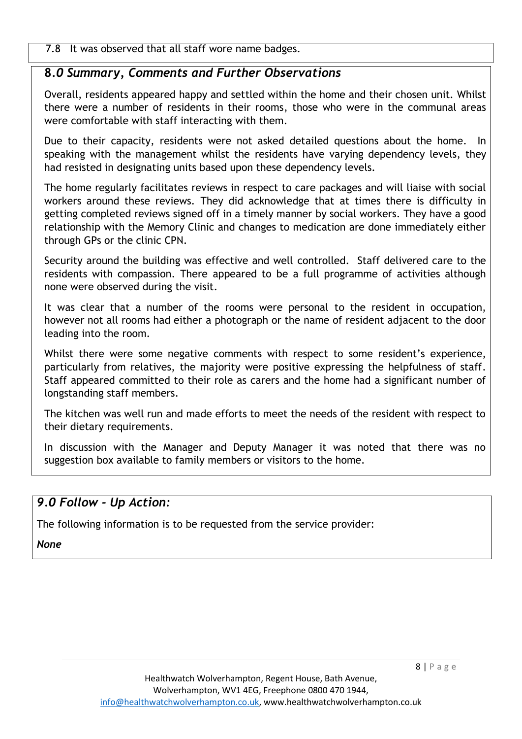7.8 It was observed that all staff wore name badges.

## 8.0 *Summary, Comments and Further Observations*

Overall, residents appeared happy and settled within the home and their chosen unit. Whilst there were a number of residents in their rooms, those who were in the communal areas were comfortable with staff interacting with them.

Due to their capacity, residents were not asked detailed questions about the home. In speaking with the management whilst the residents have varying dependency levels, they had resisted in designating units based upon these dependency levels.

The home regularly facilitates reviews in respect to care packages and will liaise with social workers around these reviews. They did acknowledge that at times there is difficulty in getting completed reviews signed off in a timely manner by social workers. They have a good relationship with the Memory Clinic and changes to medication are done immediately either through GPs or the clinic CPN.

Security around the building was effective and well controlled. Staff delivered care to the residents with compassion. There appeared to be a full programme of activities although none were observed during the visit.

It was clear that a number of the rooms were personal to the resident in occupation, however not all rooms had either a photograph or the name of resident adjacent to the door leading into the room.

Whilst there were some negative comments with respect to some resident's experience, particularly from relatives, the majority were positive expressing the helpfulness of staff. Staff appeared committed to their role as carers and the home had a significant number of longstanding staff members.

The kitchen was well run and made efforts to meet the needs of the resident with respect to their dietary requirements.

In discussion with the Manager and Deputy Manager it was noted that there was no suggestion box available to family members or visitors to the home.

## *9.0 Follow - Up Action:*

The following information is to be requested from the service provider:

***None***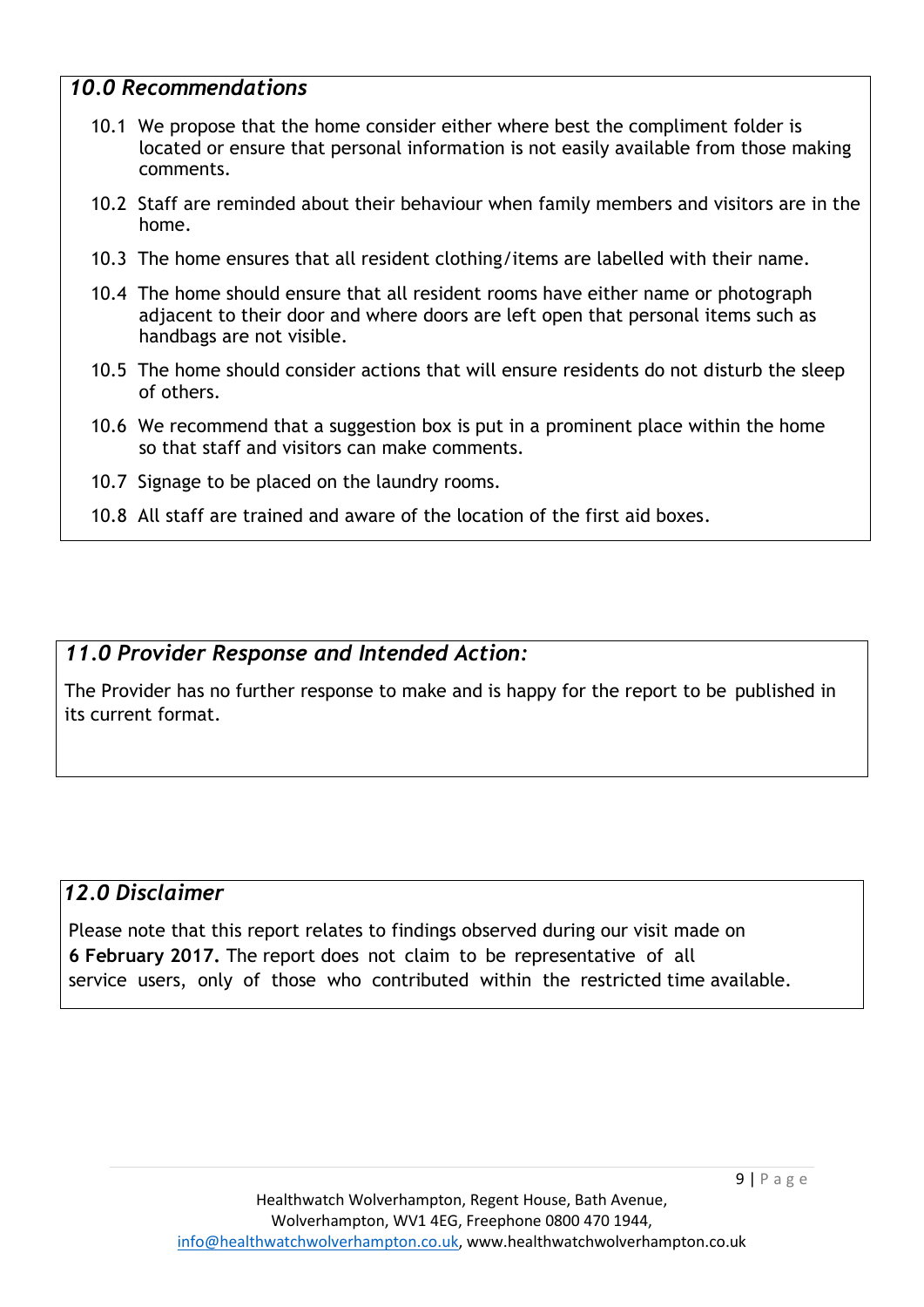## *10.0 Recommendations*

10.1 We propose that the home consider either where best the compliment folder is located or ensure that personal information is not easily available from those making comments.

10.2 Staff are reminded about their behaviour when family members and visitors are in the home.

10.3 The home ensures that all resident clothing/items are labelled with their name.

10.4 The home should ensure that all resident rooms have either name or photograph adjacent to their door and where doors are left open that personal items such as handbags are not visible.

10.5 The home should consider actions that will ensure residents do not disturb the sleep of others.

10.6 We recommend that a suggestion box is put in a prominent place within the home so that staff and visitors can make comments.

10.7 Signage to be placed on the laundry rooms.

10.8 All staff are trained and aware of the location of the first aid boxes.

## *11.0 Provider Response and Intended Action:*

The Provider has no further response to make and is happy for the report to be published in its current format.

## *12.0 Disclaimer*

Please note that this report relates to findings observed during our visit made on **6 February 2017.** The report does not claim to be representative of all service users, only of those who contributed within the restricted time available.

Healthwatch Wolverhampton, Regent House, Bath Avenue, Wolverhampton, WV1 4EG, Freephone 0800 470 1944, info@healthwatchwolverhampton.co.uk, www.healthwatchwolverhampton.co.uk